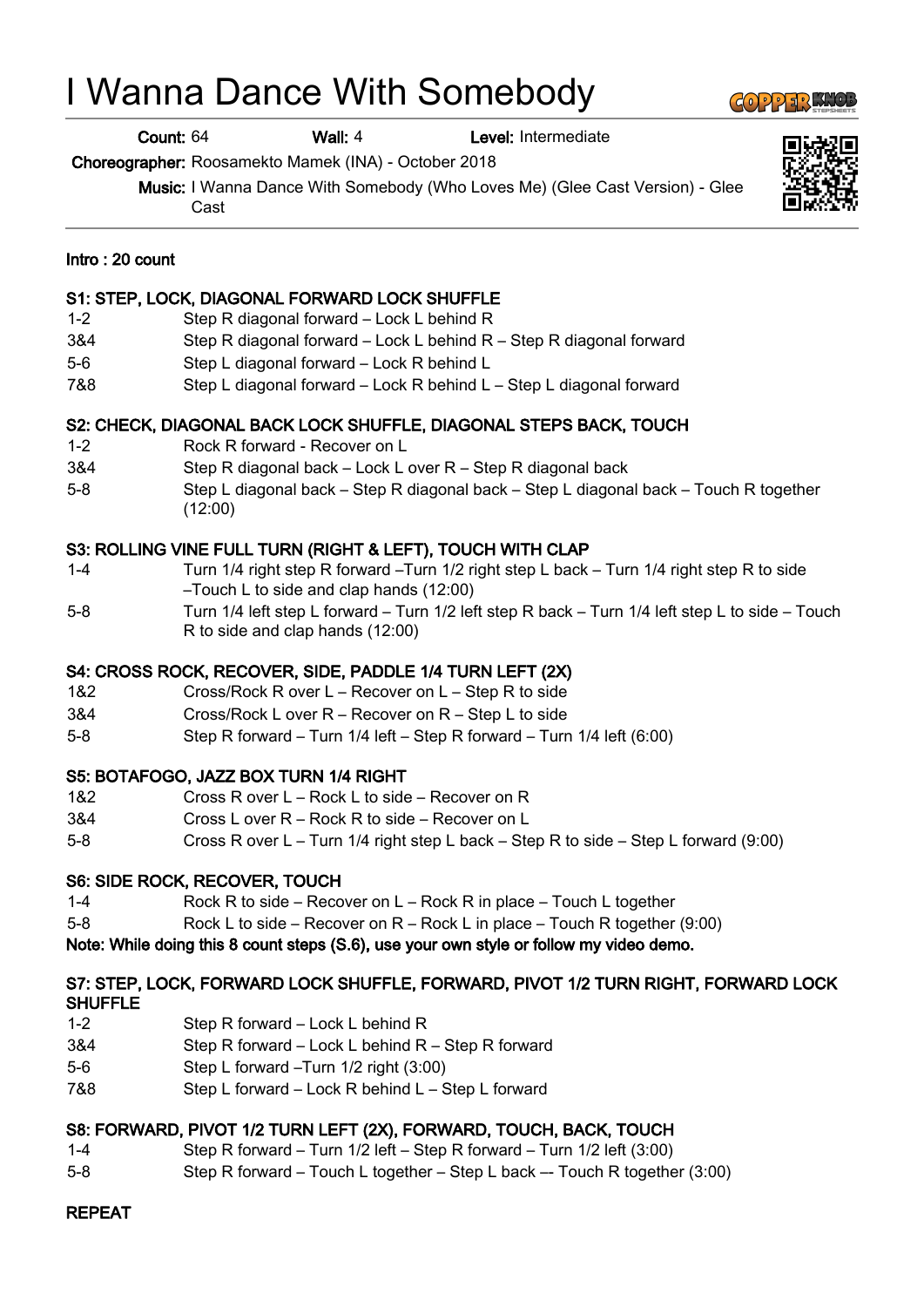# I Wanna Dance With Somebody

**Count:** 64 **Wall:** 4 **Level:** Intermediate

**Choreographer:** Roosamekto Mamek (INA) - October 2018

**Music:** I Wanna Dance With Somebody (Who Loves Me) (Glee Cast Version) - Glee Cast

---

**Intro : 20 count**

**S1: STEP, LOCK, DIAGONAL FORWARD LOCK SHUFFLE**

| | |
|---|---|
| 1-2 | Step R diagonal forward – Lock L behind R |
| 3&4 | Step R diagonal forward – Lock L behind R – Step R diagonal forward |
| 5-6 | Step L diagonal forward – Lock R behind L |
| 7&8 | Step L diagonal forward – Lock R behind L – Step L diagonal forward |

**S2: CHECK, DIAGONAL BACK LOCK SHUFFLE, DIAGONAL STEPS BACK, TOUCH**

| | |
|---|---|
| 1-2 | Rock R forward - Recover on L |
| 3&4 | Step R diagonal back – Lock L over R – Step R diagonal back |
| 5-8 | Step L diagonal back – Step R diagonal back – Step L diagonal back – Touch R together (12:00) |

**S3: ROLLING VINE FULL TURN (RIGHT & LEFT), TOUCH WITH CLAP**

| | |
|---|---|
| 1-4 | Turn 1/4 right step R forward –Turn 1/2 right step L back – Turn 1/4 right step R to side –Touch L to side and clap hands (12:00) |
| 5-8 | Turn 1/4 left step L forward – Turn 1/2 left step R back – Turn 1/4 left step L to side – Touch R to side and clap hands (12:00) |

**S4: CROSS ROCK, RECOVER, SIDE, PADDLE 1/4 TURN LEFT (2X)**

| | |
|---|---|
| 1&2 | Cross/Rock R over L – Recover on L – Step R to side |
| 3&4 | Cross/Rock L over R – Recover on R – Step L to side |
| 5-8 | Step R forward – Turn 1/4 left – Step R forward – Turn 1/4 left (6:00) |

**S5: BOTAFOGO, JAZZ BOX TURN 1/4 RIGHT**

| | |
|---|---|
| 1&2 | Cross R over L – Rock L to side – Recover on R |
| 3&4 | Cross L over R – Rock R to side – Recover on L |
| 5-8 | Cross R over L – Turn 1/4 right step L back – Step R to side – Step L forward (9:00) |

**S6: SIDE ROCK, RECOVER, TOUCH**

| | |
|---|---|
| 1-4 | Rock R to side – Recover on L – Rock R in place – Touch L together |
| 5-8 | Rock L to side – Recover on R – Rock L in place – Touch R together (9:00) |

**Note: While doing this 8 count steps (S.6), use your own style or follow my video demo.**

**S7: STEP, LOCK, FORWARD LOCK SHUFFLE, FORWARD, PIVOT 1/2 TURN RIGHT, FORWARD LOCK SHUFFLE**

| | |
|---|---|
| 1-2 | Step R forward – Lock L behind R |
| 3&4 | Step R forward – Lock L behind R – Step R forward |
| 5-6 | Step L forward –Turn 1/2 right (3:00) |
| 7&8 | Step L forward – Lock R behind L – Step L forward |

**S8: FORWARD, PIVOT 1/2 TURN LEFT (2X), FORWARD, TOUCH, BACK, TOUCH**

| | |
|---|---|
| 1-4 | Step R forward – Turn 1/2 left – Step R forward – Turn 1/2 left (3:00) |
| 5-8 | Step R forward – Touch L together – Step L back –- Touch R together (3:00) |

**REPEAT**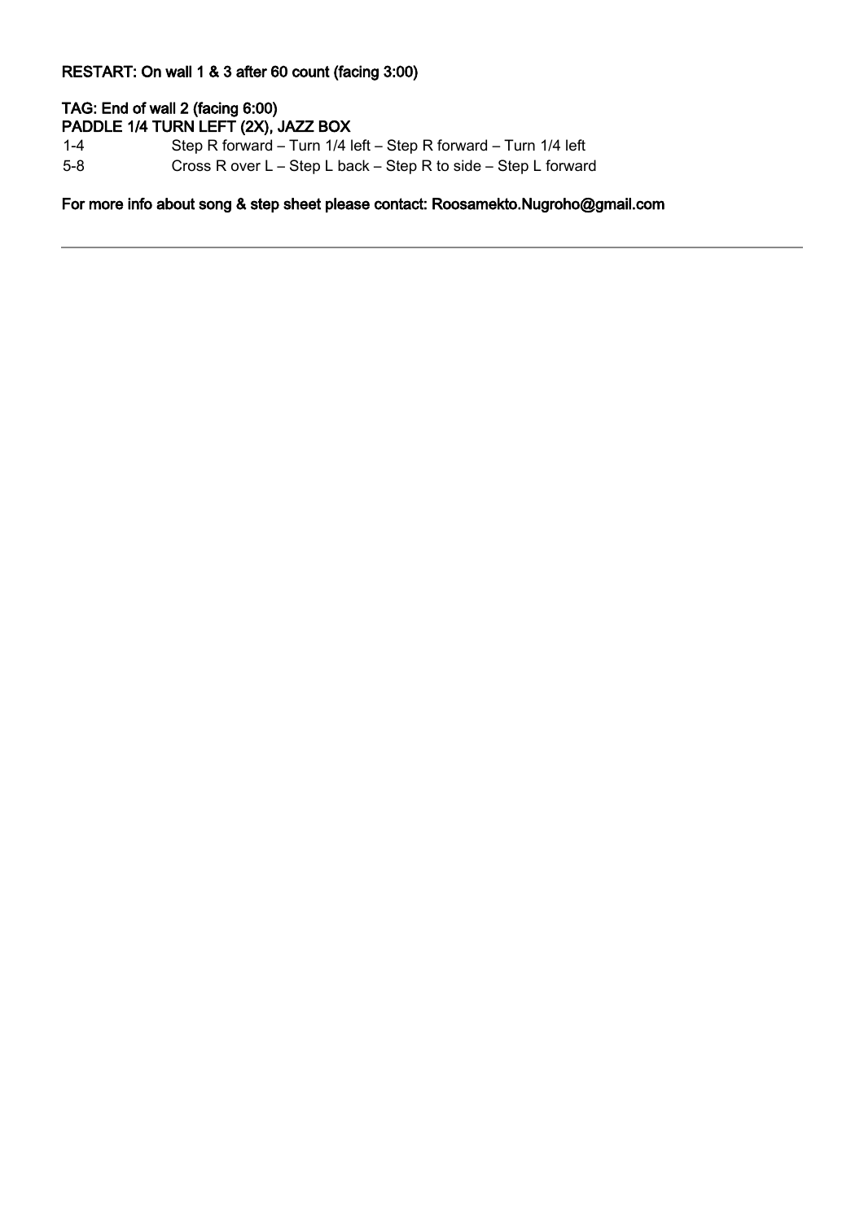**RESTART: On wall 1 & 3 after 60 count (facing 3:00)**

**TAG: End of wall 2 (facing 6:00)**

**PADDLE 1/4 TURN LEFT (2X), JAZZ BOX**

| | |
|---|---|
| 1-4 | Step R forward – Turn 1/4 left – Step R forward – Turn 1/4 left |
| 5-8 | Cross R over L – Step L back – Step R to side – Step L forward |

**For more info about song & step sheet please contact: Roosamekto.Nugroho@gmail.com**

---